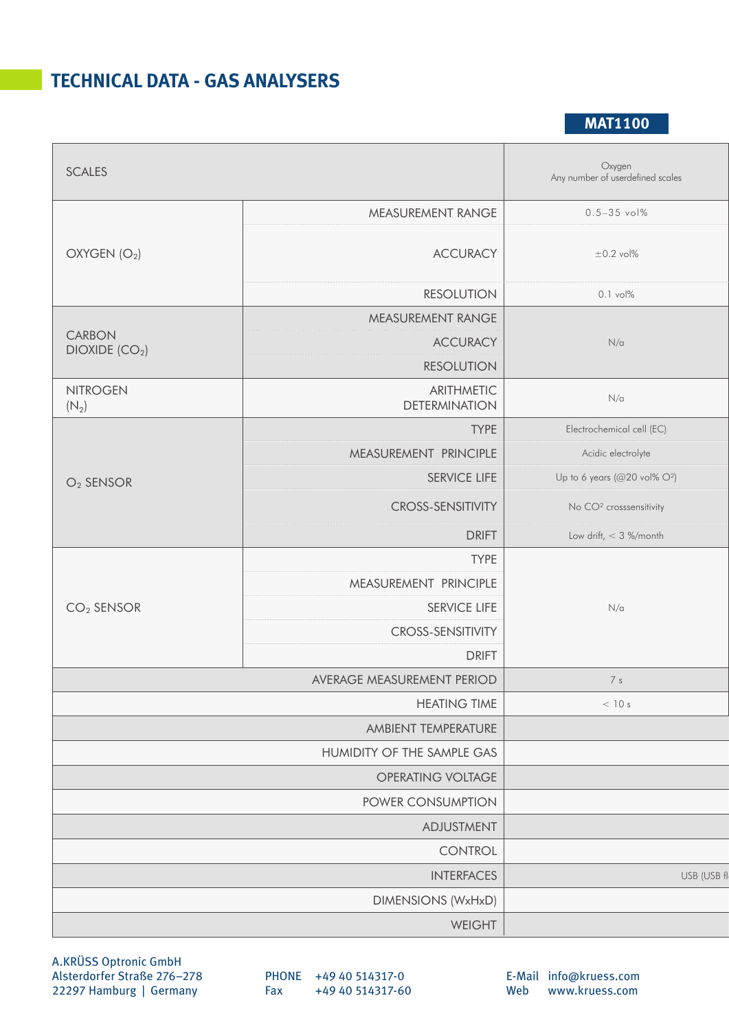# TECHNICAL DATA - GAS ANALYSERS

| | | MAT1100 |
|---|---|---|
| SCALES | | Oxygen<br>Any number of userdefined scales |
| OXYGEN ($O_2$) | MEASUREMENT RANGE | 0.5–35 vol% |
| | ACCURACY | ±0.2 vol% |
| | RESOLUTION | 0.1 vol% |
| CARBON DIOXIDE ($CO_2$) | MEASUREMENT RANGE | N/a |
| | ACCURACY | |
| | RESOLUTION | |
| NITROGEN ($N_2$) | ARITHMETIC DETERMINATION | N/a |
| $O_2$ SENSOR | TYPE | Electrochemical cell (EC) |
| | MEASUREMENT PRINCIPLE | Acidic electrolyte |
| | SERVICE LIFE | Up to 6 years (@20 vol% $O^2$) |
| | CROSS-SENSITIVITY | No $CO^2$ crosssensitivity |
| | DRIFT | Low drift, < 3 %/month |
| $CO_2$ SENSOR | TYPE | N/a |
| | MEASUREMENT PRINCIPLE | |
| | SERVICE LIFE | |
| | CROSS-SENSITIVITY | |
| | DRIFT | |
| AVERAGE MEASUREMENT PERIOD | | 7 s |
| HEATING TIME | | < 10 s |
| AMBIENT TEMPERATURE | | |
| HUMIDITY OF THE SAMPLE GAS | | |
| OPERATING VOLTAGE | | |
| POWER CONSUMPTION | | |
| ADJUSTMENT | | |
| CONTROL | | |
| INTERFACES | | USB (USB fl |
| DIMENSIONS (WxHxD) | | |
| WEIGHT | | |

A.KRÜSS Optronic GmbH
Alsterdorfer Straße 276–278
22297 Hamburg | Germany

PHONE +49 40 514317-0
Fax +49 40 514317-60

E-Mail info@kruess.com
Web www.kruess.com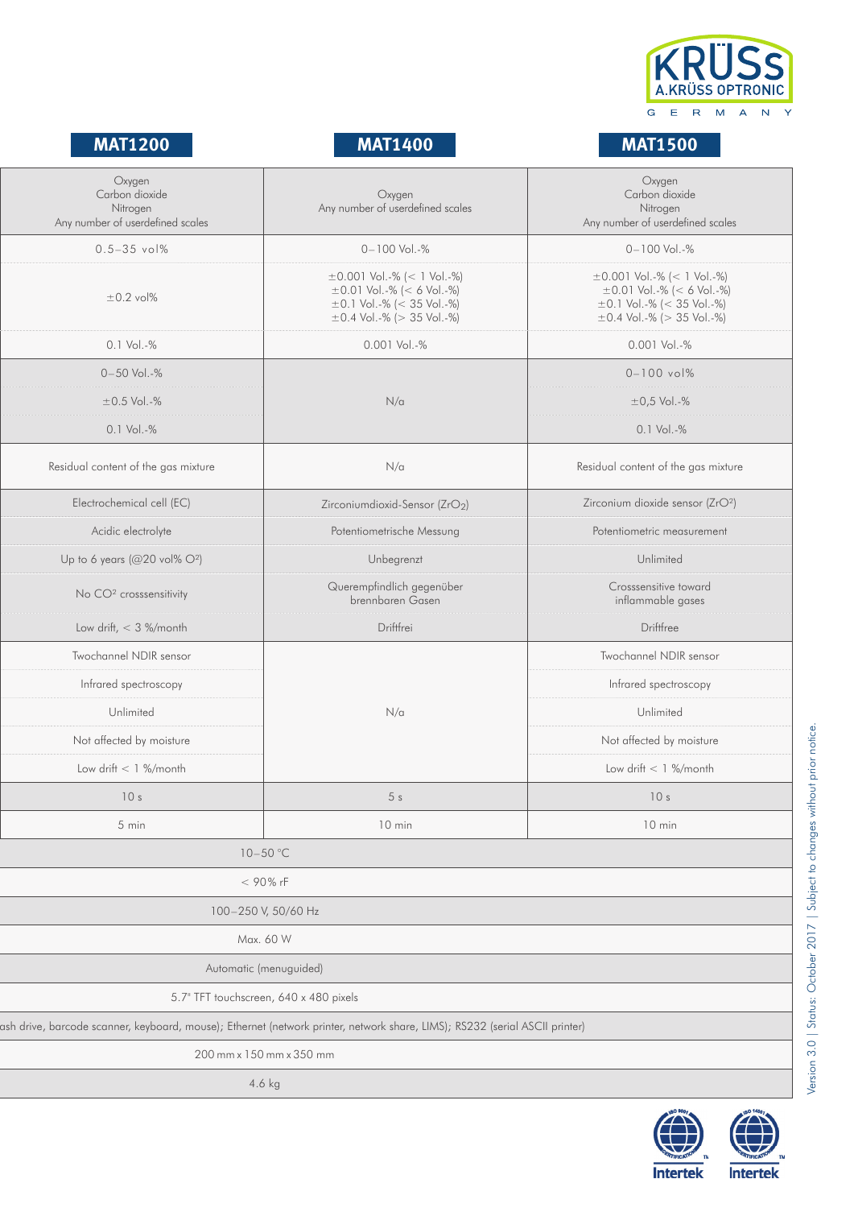| MAT1200 | MAT1400 | MAT1500 |
|---|---|---|
| Oxygen<br>Carbon dioxide<br>Nitrogen<br>Any number of userdefined scales | Oxygen<br>Any number of userdefined scales | Oxygen<br>Carbon dioxide<br>Nitrogen<br>Any number of userdefined scales |
| 0.5–35 vol% | 0–100 Vol.-% | 0–100 Vol.-% |
| ±0.2 vol% | ±0.001 Vol.-% (< 1 Vol.-%)<br>±0.01 Vol.-% (< 6 Vol.-%)<br>±0.1 Vol.-% (< 35 Vol.-%)<br>±0.4 Vol.-% (> 35 Vol.-%) | ±0.001 Vol.-% (< 1 Vol.-%)<br>±0.01 Vol.-% (< 6 Vol.-%)<br>±0.1 Vol.-% (< 35 Vol.-%)<br>±0.4 Vol.-% (> 35 Vol.-%) |
| 0.1 Vol.-% | 0.001 Vol.-% | 0.001 Vol.-% |
| 0–50 Vol.-% | N/a | 0–100 vol% |
| ±0.5 Vol.-% | | ±0,5 Vol.-% |
| 0.1 Vol.-% | | 0.1 Vol.-% |
| Residual content of the gas mixture | N/a | Residual content of the gas mixture |
| Electrochemical cell (EC) | Zirconiumdioxid-Sensor ($ZrO_2$) | Zirconium dioxide sensor ($ZrO^2$) |
| Acidic electrolyte | Potentiometrische Messung | Potentiometric measurement |
| Up to 6 years (@20 vol% $O^2$) | Unbegrenzt | Unlimited |
| No $CO^2$ crosssensitivity | Querempfindlich gegenüber brennbaren Gasen | Crosssensitive toward inflammable gases |
| Low drift, < 3 %/month | Driftfrei | Driftfree |
| Twochannel NDIR sensor | N/a | Twochannel NDIR sensor |
| Infrared spectroscopy | | Infrared spectroscopy |
| Unlimited | | Unlimited |
| Not affected by moisture | | Not affected by moisture |
| Low drift < 1 %/month | | Low drift < 1 %/month |
| 10 s | 5 s | 10 s |
| 5 min | 10 min | 10 min |
| 10–50 °C | | |
| < 90% rF | | |
| 100–250 V, 50/60 Hz | | |
| Max. 60 W | | |
| Automatic (menuguided) | | |
| 5.7" TFT touchscreen, 640 x 480 pixels | | |
| ash drive, barcode scanner, keyboard, mouse); Ethernet (network printer, network share, LIMS); RS232 (serial ASCII printer) | | |
| 200 mm x 150 mm x 350 mm | | |
| 4.6 kg | | |

Version 3.0 | Status: October 2017 | Subject to changes without prior notice.